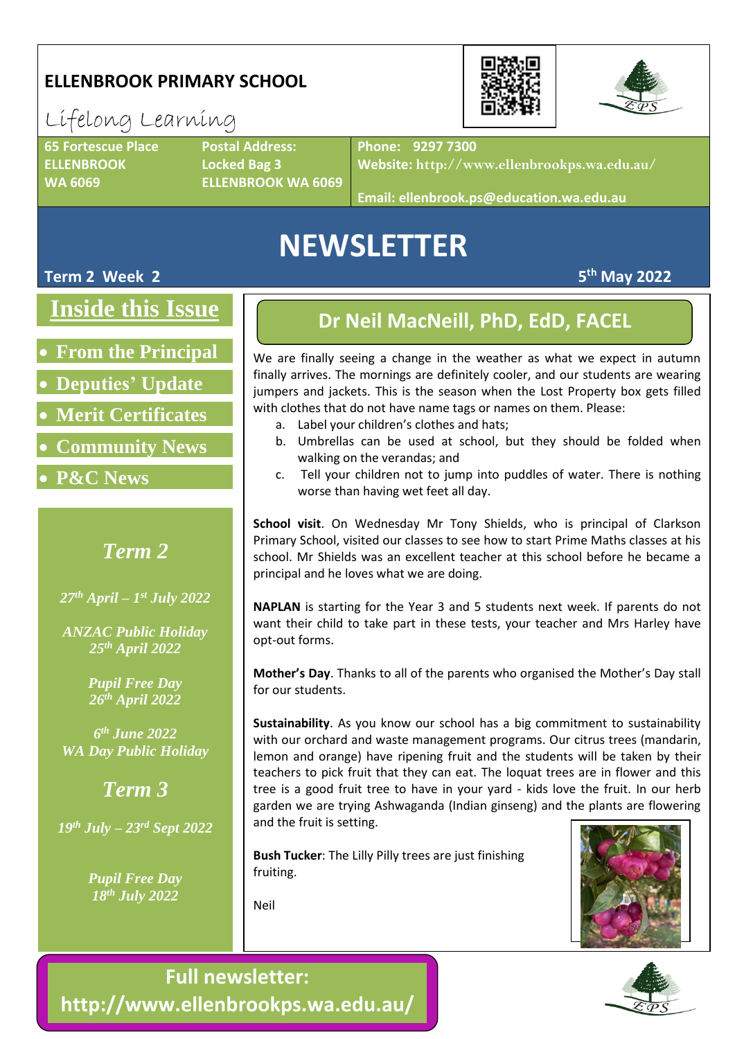# ELLENBROOK PRIMARY SCHOOL

Lifelong Learning

**65 Fortescue Place**
**ELLENBROOK**
**WA 6069**

**Postal Address:**
**Locked Bag 3**
**ELLENBROOK WA 6069**

**Phone: 9297 7300**
**Website: http://www.ellenbrookps.wa.edu.au/**
**Email: ellenbrook.ps@education.wa.edu.au**

# NEWSLETTER

**Term 2 Week 2** | **5th May 2022**

## Inside this Issue

- **From the Principal**
- **Deputies' Update**
- **Merit Certificates**
- **Community News**
- **P&C News**

### *Term 2*

*27th April – 1st July 2022*

*ANZAC Public Holiday 25th April 2022*

*Pupil Free Day 26th April 2022*

*6th June 2022 WA Day Public Holiday*

### *Term 3*

*19th July – 23rd Sept 2022*

*Pupil Free Day 18th July 2022*

## Dr Neil MacNeill, PhD, EdD, FACEL

We are finally seeing a change in the weather as what we expect in autumn finally arrives. The mornings are definitely cooler, and our students are wearing jumpers and jackets. This is the season when the Lost Property box gets filled with clothes that do not have name tags or names on them. Please:

a. Label your children's clothes and hats;
b. Umbrellas can be used at school, but they should be folded when walking on the verandas; and
c. Tell your children not to jump into puddles of water. There is nothing worse than having wet feet all day.

**School visit**. On Wednesday Mr Tony Shields, who is principal of Clarkson Primary School, visited our classes to see how to start Prime Maths classes at his school. Mr Shields was an excellent teacher at this school before he became a principal and he loves what we are doing.

**NAPLAN** is starting for the Year 3 and 5 students next week. If parents do not want their child to take part in these tests, your teacher and Mrs Harley have opt-out forms.

**Mother's Day**. Thanks to all of the parents who organised the Mother's Day stall for our students.

**Sustainability**. As you know our school has a big commitment to sustainability with our orchard and waste management programs. Our citrus trees (mandarin, lemon and orange) have ripening fruit and the students will be taken by their teachers to pick fruit that they can eat. The loquat trees are in flower and this tree is a good fruit tree to have in your yard - kids love the fruit. In our herb garden we are trying Ashwaganda (Indian ginseng) and the plants are flowering and the fruit is setting.

**Bush Tucker**: The Lilly Pilly trees are just finishing fruiting.

Neil

**Full newsletter: http://www.ellenbrookps.wa.edu.au/**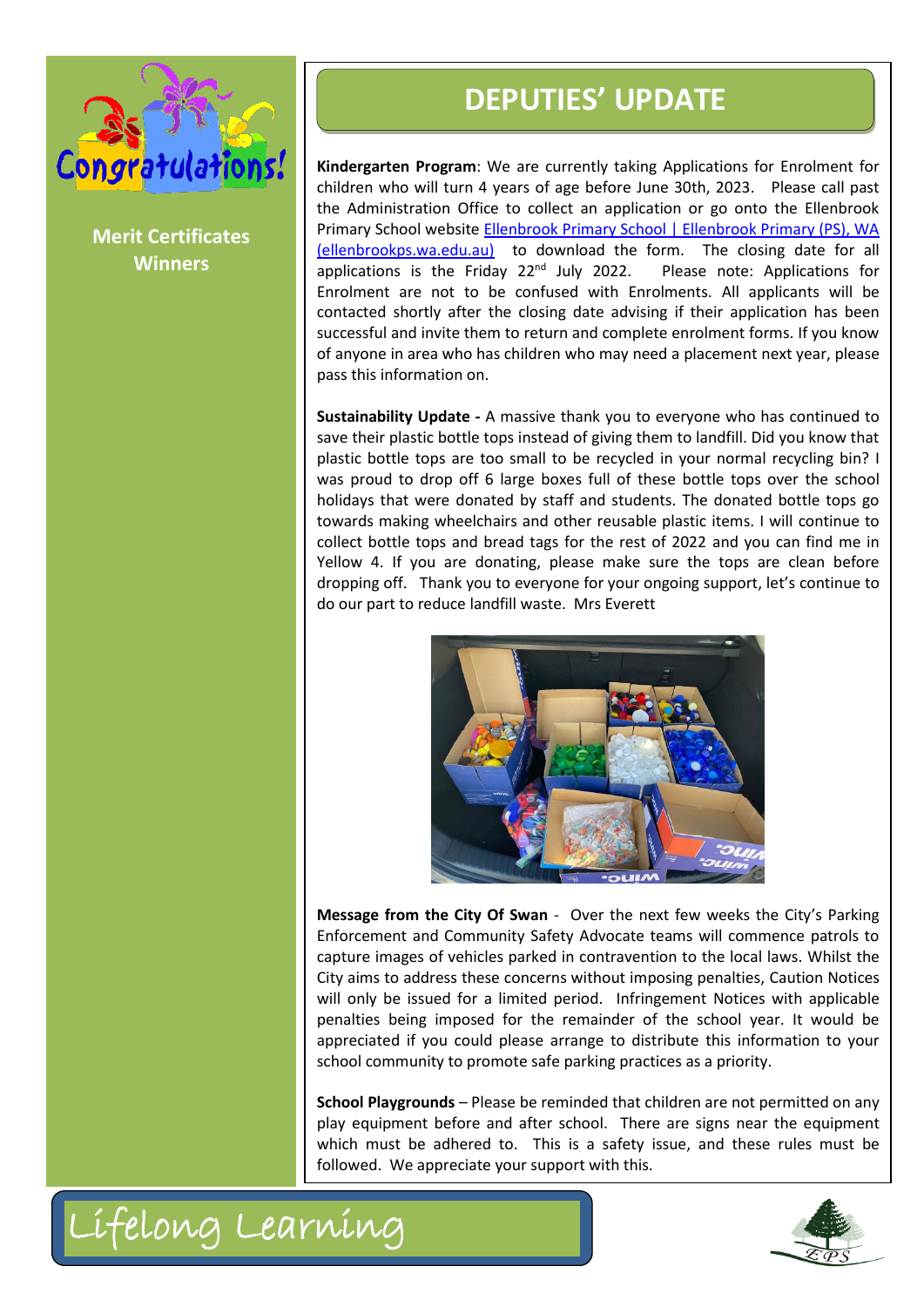Merit Certificates Winners

# DEPUTIES' UPDATE

**Kindergarten Program**: We are currently taking Applications for Enrolment for children who will turn 4 years of age before June 30th, 2023. Please call past the Administration Office to collect an application or go onto the Ellenbrook Primary School website [Ellenbrook Primary School | Ellenbrook Primary (PS), WA (ellenbrookps.wa.edu.au)](ellenbrookps.wa.edu.au) to download the form. The closing date for all applications is the Friday 22nd July 2022. Please note: Applications for Enrolment are not to be confused with Enrolments. All applicants will be contacted shortly after the closing date advising if their application has been successful and invite them to return and complete enrolment forms. If you know of anyone in area who has children who may need a placement next year, please pass this information on.

**Sustainability Update -** A massive thank you to everyone who has continued to save their plastic bottle tops instead of giving them to landfill. Did you know that plastic bottle tops are too small to be recycled in your normal recycling bin? I was proud to drop off 6 large boxes full of these bottle tops over the school holidays that were donated by staff and students. The donated bottle tops go towards making wheelchairs and other reusable plastic items. I will continue to collect bottle tops and bread tags for the rest of 2022 and you can find me in Yellow 4. If you are donating, please make sure the tops are clean before dropping off. Thank you to everyone for your ongoing support, let's continue to do our part to reduce landfill waste. Mrs Everett

**Message from the City Of Swan** - Over the next few weeks the City's Parking Enforcement and Community Safety Advocate teams will commence patrols to capture images of vehicles parked in contravention to the local laws. Whilst the City aims to address these concerns without imposing penalties, Caution Notices will only be issued for a limited period. Infringement Notices with applicable penalties being imposed for the remainder of the school year. It would be appreciated if you could please arrange to distribute this information to your school community to promote safe parking practices as a priority.

**School Playgrounds** – Please be reminded that children are not permitted on any play equipment before and after school. There are signs near the equipment which must be adhered to. This is a safety issue, and these rules must be followed. We appreciate your support with this.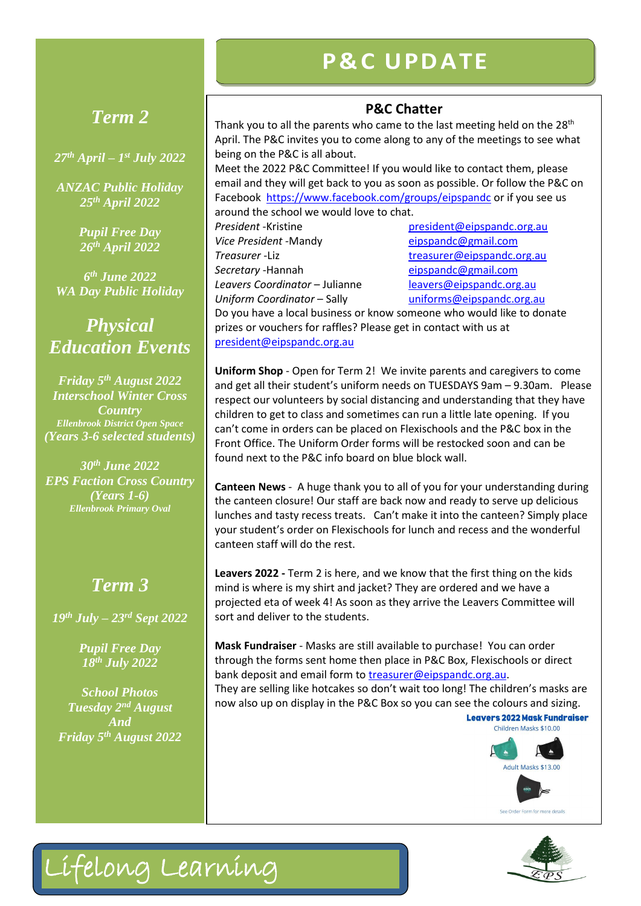# P&C UPDATE

## Term 2

*27th April – 1st July 2022*

*ANZAC Public Holiday*
*25th April 2022*

*Pupil Free Day*
*26th April 2022*

*6th June 2022*
*WA Day Public Holiday*

## Physical Education Events

*Friday 5th August 2022*
*Interschool Winter Cross Country*
*Ellenbrook District Open Space*
*(Years 3-6 selected students)*

*30th June 2022*
*EPS Faction Cross Country*
*(Years 1-6)*
*Ellenbrook Primary Oval*

## Term 3

*19th July – 23rd Sept 2022*

*Pupil Free Day*
*18th July 2022*

*School Photos*
*Tuesday 2nd August*
*And*
*Friday 5th August 2022*

## P&C Chatter

Thank you to all the parents who came to the last meeting held on the 28th April. The P&C invites you to come along to any of the meetings to see what being on the P&C is all about.

Meet the 2022 P&C Committee! If you would like to contact them, please email and they will get back to you as soon as possible. Or follow the P&C on Facebook https://www.facebook.com/groups/eipspandc or if you see us around the school we would love to chat.

| | |
|---|---|
| *President* -Kristine | president@eipspandc.org.au |
| *Vice President* -Mandy | eipspandc@gmail.com |
| *Treasurer* -Liz | treasurer@eipspandc.org.au |
| *Secretary* -Hannah | eipspandc@gmail.com |
| *Leavers Coordinator* – Julianne | leavers@eipspandc.org.au |
| *Uniform Coordinator* – Sally | uniforms@eipspandc.org.au |

Do you have a local business or know someone who would like to donate prizes or vouchers for raffles? Please get in contact with us at president@eipspandc.org.au

**Uniform Shop** - Open for Term 2! We invite parents and caregivers to come and get all their student's uniform needs on TUESDAYS 9am – 9.30am. Please respect our volunteers by social distancing and understanding that they have children to get to class and sometimes can run a little late opening. If you can't come in orders can be placed on Flexischools and the P&C box in the Front Office. The Uniform Order forms will be restocked soon and can be found next to the P&C info board on blue block wall.

**Canteen News** - A huge thank you to all of you for your understanding during the canteen closure! Our staff are back now and ready to serve up delicious lunches and tasty recess treats. Can't make it into the canteen? Simply place your student's order on Flexischools for lunch and recess and the wonderful canteen staff will do the rest.

**Leavers 2022 -** Term 2 is here, and we know that the first thing on the kids mind is where is my shirt and jacket? They are ordered and we have a projected eta of week 4! As soon as they arrive the Leavers Committee will sort and deliver to the students.

**Mask Fundraiser** - Masks are still available to purchase! You can order through the forms sent home then place in P&C Box, Flexischools or direct bank deposit and email form to treasurer@eipspandc.org.au.
They are selling like hotcakes so don't wait too long! The children's masks are now also up on display in the P&C Box so you can see the colours and sizing.

**Leavers 2022 Mask Fundraiser**
Children Masks $10.00
Adult Masks $13.00
See Order Form for more details

Lifelong Learning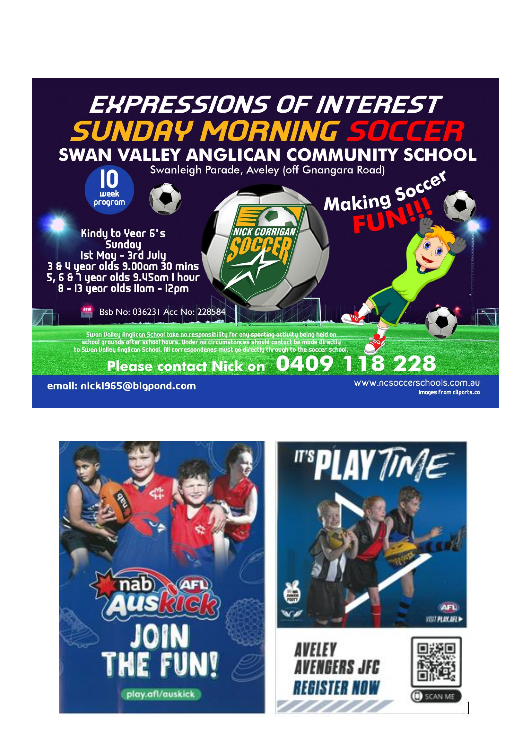# EXPRESSIONS OF INTEREST

# SUNDAY MORNING SOCCER

## SWAN VALLEY ANGLICAN COMMUNITY SCHOOL

Swanleigh Parade, Aveley (off Gnangara Road)

10 week program

Making Soccer FUN!!!

NICK CORRIGAN SOCCER

Kindy to Year 6's
Sunday
1st May - 3rd July
3 & 4 year olds 9.00am 30 mins
5, 6 & 7 year olds 9.45am 1 hour
8 - 13 year olds 11am - 12pm

Bsb No: 036231 Acc No: 228584

Swan Valley Anglican School take no responsibility for any sporting activity being held on school grounds after school hours. Under no circumstances should contact be made directly to Swan Valley Anglican School. All correspondences must go directly through to the soccer school.

**Please contact Nick on 0409 118 228**

email: nick1965@bigpond.com

www.ncsoccerschools.com.au

Images from cliparts.co

---

nab AFL Auskick

JOIN THE FUN!

play.afl/auskick

---

IT'S PLAY TIME

AFL VISIT PLAY.AFL

AVELEY AVENGERS JFC

REGISTER NOW

SCAN ME